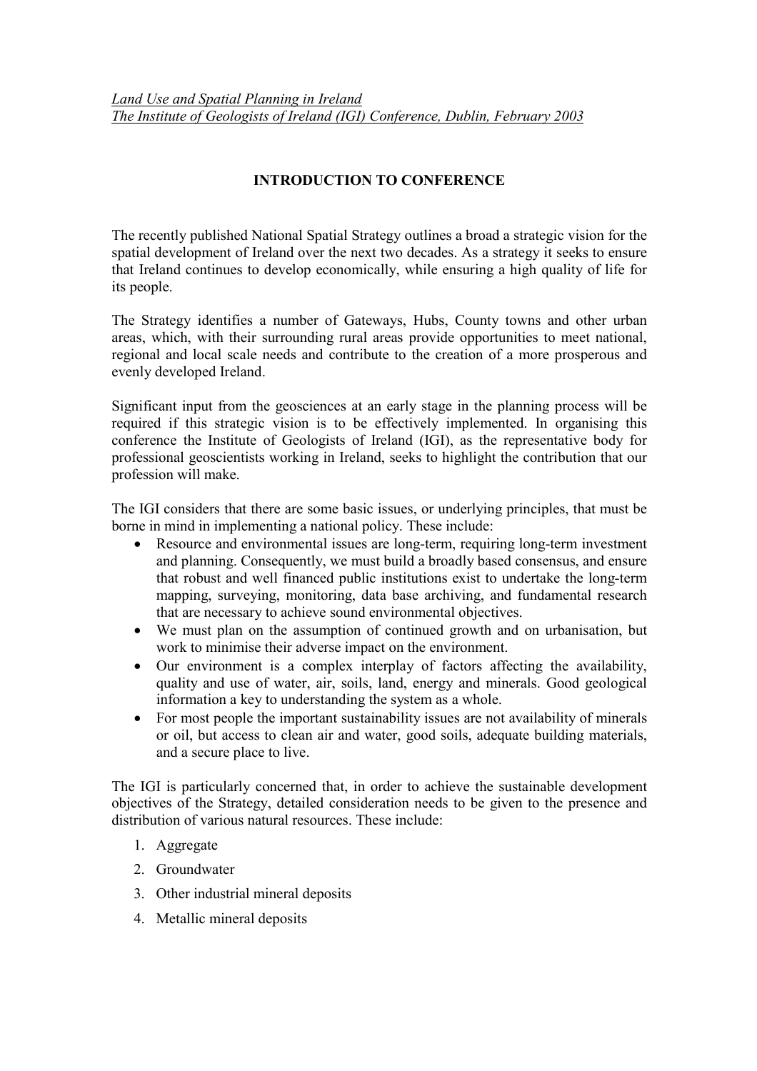*Land Use and Spatial Planning in Ireland*
*The Institute of Geologists of Ireland (IGI) Conference, Dublin, February 2003*

## INTRODUCTION TO CONFERENCE

The recently published National Spatial Strategy outlines a broad a strategic vision for the spatial development of Ireland over the next two decades. As a strategy it seeks to ensure that Ireland continues to develop economically, while ensuring a high quality of life for its people.

The Strategy identifies a number of Gateways, Hubs, County towns and other urban areas, which, with their surrounding rural areas provide opportunities to meet national, regional and local scale needs and contribute to the creation of a more prosperous and evenly developed Ireland.

Significant input from the geosciences at an early stage in the planning process will be required if this strategic vision is to be effectively implemented. In organising this conference the Institute of Geologists of Ireland (IGI), as the representative body for professional geoscientists working in Ireland, seeks to highlight the contribution that our profession will make.

The IGI considers that there are some basic issues, or underlying principles, that must be borne in mind in implementing a national policy. These include:

- Resource and environmental issues are long-term, requiring long-term investment and planning. Consequently, we must build a broadly based consensus, and ensure that robust and well financed public institutions exist to undertake the long-term mapping, surveying, monitoring, data base archiving, and fundamental research that are necessary to achieve sound environmental objectives.
- We must plan on the assumption of continued growth and on urbanisation, but work to minimise their adverse impact on the environment.
- Our environment is a complex interplay of factors affecting the availability, quality and use of water, air, soils, land, energy and minerals. Good geological information a key to understanding the system as a whole.
- For most people the important sustainability issues are not availability of minerals or oil, but access to clean air and water, good soils, adequate building materials, and a secure place to live.

The IGI is particularly concerned that, in order to achieve the sustainable development objectives of the Strategy, detailed consideration needs to be given to the presence and distribution of various natural resources. These include:

1. Aggregate
2. Groundwater
3. Other industrial mineral deposits
4. Metallic mineral deposits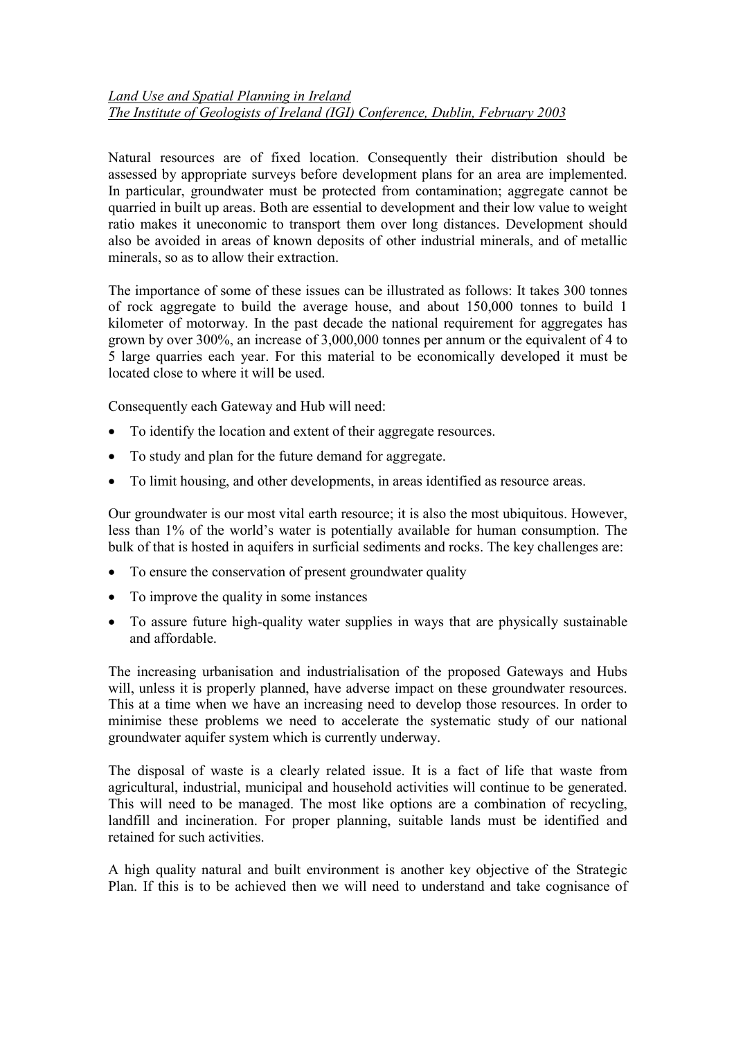*Land Use and Spatial Planning in Ireland*
*The Institute of Geologists of Ireland (IGI) Conference, Dublin, February 2003*

Natural resources are of fixed location. Consequently their distribution should be assessed by appropriate surveys before development plans for an area are implemented. In particular, groundwater must be protected from contamination; aggregate cannot be quarried in built up areas. Both are essential to development and their low value to weight ratio makes it uneconomic to transport them over long distances. Development should also be avoided in areas of known deposits of other industrial minerals, and of metallic minerals, so as to allow their extraction.

The importance of some of these issues can be illustrated as follows: It takes 300 tonnes of rock aggregate to build the average house, and about 150,000 tonnes to build 1 kilometer of motorway. In the past decade the national requirement for aggregates has grown by over 300%, an increase of 3,000,000 tonnes per annum or the equivalent of 4 to 5 large quarries each year. For this material to be economically developed it must be located close to where it will be used.

Consequently each Gateway and Hub will need:

- To identify the location and extent of their aggregate resources.
- To study and plan for the future demand for aggregate.
- To limit housing, and other developments, in areas identified as resource areas.

Our groundwater is our most vital earth resource; it is also the most ubiquitous. However, less than 1% of the world's water is potentially available for human consumption. The bulk of that is hosted in aquifers in surficial sediments and rocks. The key challenges are:

- To ensure the conservation of present groundwater quality
- To improve the quality in some instances
- To assure future high-quality water supplies in ways that are physically sustainable and affordable.

The increasing urbanisation and industrialisation of the proposed Gateways and Hubs will, unless it is properly planned, have adverse impact on these groundwater resources. This at a time when we have an increasing need to develop those resources. In order to minimise these problems we need to accelerate the systematic study of our national groundwater aquifer system which is currently underway.

The disposal of waste is a clearly related issue. It is a fact of life that waste from agricultural, industrial, municipal and household activities will continue to be generated. This will need to be managed. The most like options are a combination of recycling, landfill and incineration. For proper planning, suitable lands must be identified and retained for such activities.

A high quality natural and built environment is another key objective of the Strategic Plan. If this is to be achieved then we will need to understand and take cognisance of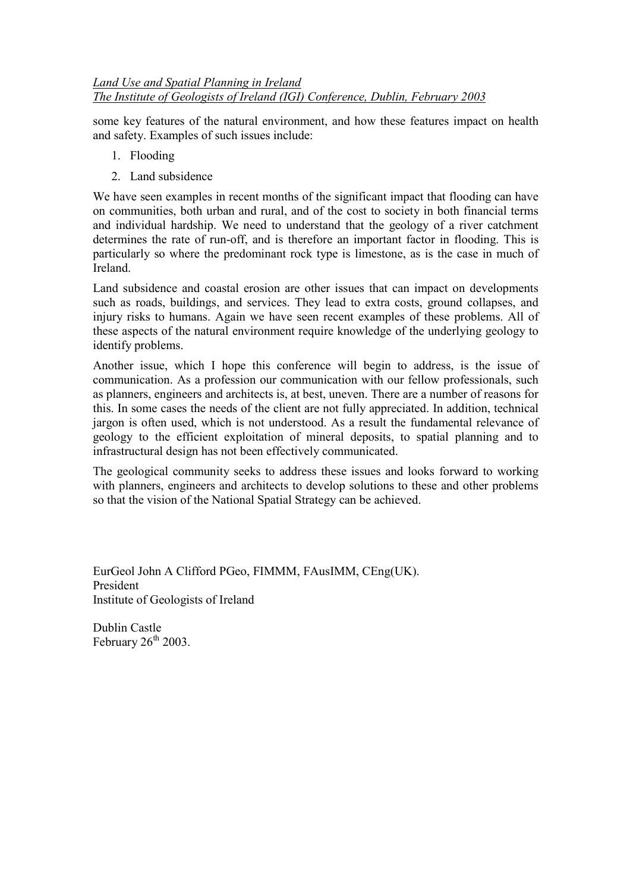some key features of the natural environment, and how these features impact on health and safety. Examples of such issues include:

1. Flooding
2. Land subsidence

We have seen examples in recent months of the significant impact that flooding can have on communities, both urban and rural, and of the cost to society in both financial terms and individual hardship. We need to understand that the geology of a river catchment determines the rate of run-off, and is therefore an important factor in flooding. This is particularly so where the predominant rock type is limestone, as is the case in much of Ireland.

Land subsidence and coastal erosion are other issues that can impact on developments such as roads, buildings, and services. They lead to extra costs, ground collapses, and injury risks to humans. Again we have seen recent examples of these problems. All of these aspects of the natural environment require knowledge of the underlying geology to identify problems.

Another issue, which I hope this conference will begin to address, is the issue of communication. As a profession our communication with our fellow professionals, such as planners, engineers and architects is, at best, uneven. There are a number of reasons for this. In some cases the needs of the client are not fully appreciated. In addition, technical jargon is often used, which is not understood. As a result the fundamental relevance of geology to the efficient exploitation of mineral deposits, to spatial planning and to infrastructural design has not been effectively communicated.

The geological community seeks to address these issues and looks forward to working with planners, engineers and architects to develop solutions to these and other problems so that the vision of the National Spatial Strategy can be achieved.

EurGeol John A Clifford PGeo, FIMMM, FAusIMM, CEng(UK).
President
Institute of Geologists of Ireland

Dublin Castle
February 26th 2003.